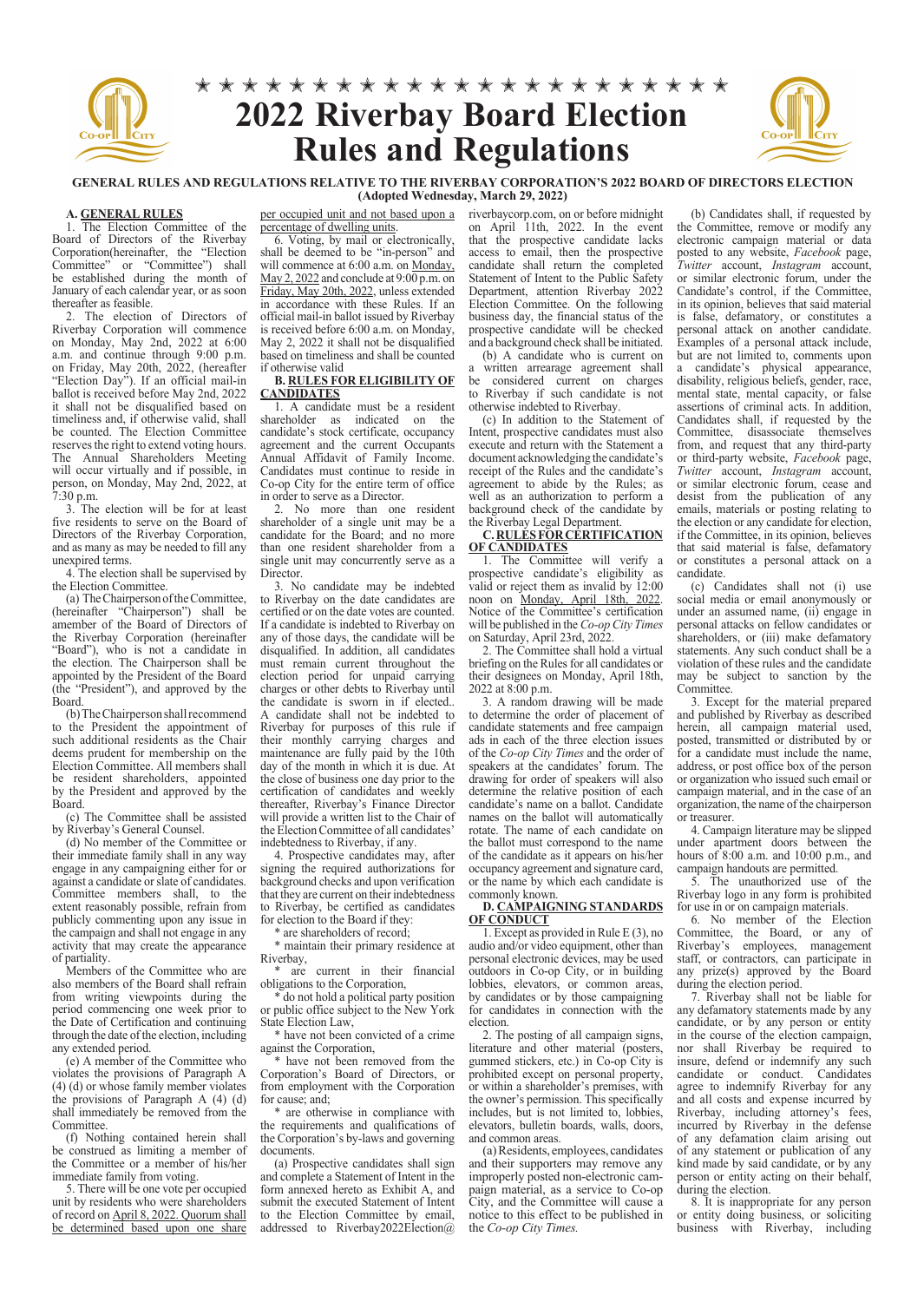# 2022 Riverbay Board Election Rules and Regulations

**GENERAL RULES AND REGULATIONS RELATIVE TO THE RIVERBAY CORPORATION'S 2022 BOARD OF DIRECTORS ELECTION (Adopted Wednesday, March 29, 2022)**

## A. GENERAL RULES

1. The Election Committee of the Board of Directors of the Riverbay Corporation(hereinafter, the "Election Committee" or "Committee") shall be established during the month of January of each calendar year, or as soon thereafter as feasible.

2. The election of Directors of Riverbay Corporation will commence on Monday, May 2nd, 2022 at 6:00 a.m. and continue through 9:00 p.m. on Friday, May 20th, 2022, (hereafter "Election Day"). If an official mail-in ballot is received before May 2nd, 2022 it shall not be disqualified based on timeliness and, if otherwise valid, shall be counted. The Election Committee reserves the right to extend voting hours. The Annual Shareholders Meeting will occur virtually and if possible, in person, on Monday, May 2nd, 2022, at 7:30 p.m.

3. The election will be for at least five residents to serve on the Board of Directors of the Riverbay Corporation, and as many as may be needed to fill any unexpired terms.

4. The election shall be supervised by the Election Committee.

(a) The Chairperson of the Committee, (hereinafter "Chairperson") shall be amember of the Board of Directors of the Riverbay Corporation (hereinafter "Board"), who is not a candidate in the election. The Chairperson shall be appointed by the President of the Board (the "President"), and approved by the Board.

(b) The Chairperson shall recommend to the President the appointment of such additional residents as the Chair deems prudent for membership on the Election Committee. All members shall be resident shareholders, appointed by the President and approved by the Board.

(c) The Committee shall be assisted by Riverbay's General Counsel.

(d) No member of the Committee or their immediate family shall in any way engage in any campaigning either for or against a candidate or slate of candidates. Committee members shall, to the extent reasonably possible, refrain from publicly commenting upon any issue in the campaign and shall not engage in any activity that may create the appearance of partiality.

Members of the Committee who are also members of the Board shall refrain from writing viewpoints during the period commencing one week prior to the Date of Certification and continuing through the date of the election, including any extended period.

(e) A member of the Committee who violates the provisions of Paragraph A (4) (d) or whose family member violates the provisions of Paragraph A (4) (d) shall immediately be removed from the Committee.

(f) Nothing contained herein shall be construed as limiting a member of the Committee or a member of his/her immediate family from voting.

5. There will be one vote per occupied unit by residents who were shareholders of record on <u>April 8, 2022. Quorum shall be determined based upon one share per occupied unit and not based upon a percentage of dwelling units.</u>

6. Voting, by mail or electronically, shall be deemed to be "in-person" and will commence at 6:00 a.m. on <u>Monday, May 2, 2022</u> and conclude at 9:00 p.m. on <u>Friday, May 20th, 2022</u>, unless extended in accordance with these Rules. If an official mail-in ballot issued by Riverbay is received before 6:00 a.m. on Monday, May 2, 2022 it shall not be disqualified based on timeliness and shall be counted if otherwise valid

## B. RULES FOR ELIGIBILITY OF CANDIDATES

1. A candidate must be a resident shareholder as indicated on the candidate's stock certificate, occupancy agreement and the current Occupants Annual Affidavit of Family Income. Candidates must continue to reside in Co-op City for the entire term of office in order to serve as a Director.

2. No more than one resident shareholder of a single unit may be a candidate for the Board; and no more than one resident shareholder from a single unit may concurrently serve as a Director.

3. No candidate may be indebted to Riverbay on the date candidates are certified or on the date votes are counted. If a candidate is indebted to Riverbay on any of those days, the candidate will be disqualified. In addition, all candidates must remain current throughout the election period for unpaid carrying charges or other debts to Riverbay until the candidate is sworn in if elected.. A candidate shall not be indebted to Riverbay for purposes of this rule if their monthly carrying charges and maintenance are fully paid by the 10th day of the month in which it is due. At the close of business one day prior to the certification of candidates and weekly thereafter, Riverbay's Finance Director will provide a written list to the Chair of the Election Committee of all candidates' indebtedness to Riverbay, if any.

4. Prospective candidates may, after signing the required authorizations for background checks and upon verification that they are current on their indebtedness to Riverbay, be certified as candidates for election to the Board if they:

* are shareholders of record;
* maintain their primary residence at Riverbay,
* are current in their financial obligations to the Corporation,
* do not hold a political party position or public office subject to the New York State Election Law,
* have not been convicted of a crime against the Corporation,
* have not been removed from the Corporation's Board of Directors, or from employment with the Corporation for cause; and;
* are otherwise in compliance with the requirements and qualifications of the Corporation's by-laws and governing documents.

(a) Prospective candidates shall sign and complete a Statement of Intent in the form annexed hereto as Exhibit A, and submit the executed Statement of Intent to the Election Committee by email, addressed to Riverbay2022Election@riverbaycorp.com, on or before midnight on April 11th, 2022. In the event that the prospective candidate lacks access to email, then the prospective candidate shall return the completed Statement of Intent to the Public Safety Department, attention Riverbay 2022 Election Committee. On the following business day, the financial status of the prospective candidate will be checked and a background check shall be initiated.

(b) A candidate who is current on a written arrearage agreement shall be considered current on charges to Riverbay if such candidate is not otherwise indebted to Riverbay.

(c) In addition to the Statement of Intent, prospective candidates must also execute and return with the Statement a document acknowledging the candidate's receipt of the Rules and the candidate's agreement to abide by the Rules; as well as an authorization to perform a background check of the candidate by the Riverbay Legal Department.

## C. RULES FOR CERTIFICATION OF CANDIDATES

1. The Committee will verify a prospective candidate's eligibility as valid or reject them as invalid by 12:00 noon on <u>Monday, April 18th, 2022</u>. Notice of the Committee's certification will be published in the *Co-op City Times* on Saturday, April 23rd, 2022.

2. The Committee shall hold a virtual briefing on the Rules for all candidates or their designees on Monday, April 18th, 2022 at 8:00 p.m.

3. A random drawing will be made to determine the order of placement of candidate statements and free campaign ads in each of the three election issues of the *Co-op City Times* and the order of speakers at the candidates' forum. The drawing for order of speakers will also determine the relative position of each candidate's name on a ballot. Candidate names on the ballot will automatically rotate. The name of each candidate on the ballot must correspond to the name of the candidate as it appears on his/her occupancy agreement and signature card, or the name by which each candidate is commonly known.

## D. CAMPAIGNING STANDARDS OF CONDUCT

1. Except as provided in Rule E (3), no audio and/or video equipment, other than personal electronic devices, may be used outdoors in Co-op City, or in building lobbies, elevators, or common areas, by candidates or by those campaigning for candidates in connection with the election.

2. The posting of all campaign signs, literature and other material (posters, gummed stickers, etc.) in Co-op City is prohibited except on personal property, or within a shareholder's premises, with the owner's permission. This specifically includes, but is not limited to, lobbies, elevators, bulletin boards, walls, doors, and common areas.

(a) Residents, employees, candidates and their supporters may remove any improperly posted non-electronic campaign material, as a service to Co-op City, and the Committee will cause a notice to this effect to be published in the *Co-op City Times.*

(b) Candidates shall, if requested by the Committee, remove or modify any electronic campaign material or data posted to any website, *Facebook* page, *Twitter* account, *Instagram* account, or similar electronic forum, under the Candidate's control, if the Committee, in its opinion, believes that said material is false, defamatory, or constitutes a personal attack on another candidate. Examples of a personal attack include, but are not limited to, comments upon a candidate's physical appearance, disability, religious beliefs, gender, race, mental state, mental capacity, or false assertions of criminal acts. In addition, Candidates shall, if requested by the Committee, disassociate themselves from, and request that any third-party or third-party website, *Facebook* page, *Twitter* account, *Instagram* account, or similar electronic forum, cease and desist from the publication of any emails, materials or posting relating to the election or any candidate for election, if the Committee, in its opinion, believes that said material is false, defamatory or constitutes a personal attack on a candidate.

(c) Candidates shall not (i) use social media or email anonymously or under an assumed name, (ii) engage in personal attacks on fellow candidates or shareholders, or (iii) make defamatory statements. Any such conduct shall be a violation of these rules and the candidate may be subject to sanction by the Committee.

3. Except for the material prepared and published by Riverbay as described herein, all campaign material used, posted, transmitted or distributed by or for a candidate must include the name, address, or post office box of the person or organization who issued such email or campaign material, and in the case of an organization, the name of the chairperson or treasurer.

4. Campaign literature may be slipped under apartment doors between the hours of 8:00 a.m. and 10:00 p.m., and campaign handouts are permitted.

5. The unauthorized use of the Riverbay logo in any form is prohibited for use in or on campaign materials.

6. No member of the Election Committee, the Board, or any of Riverbay's employees, management staff, or contractors, can participate in any prize(s) approved by the Board during the election period.

7. Riverbay shall not be liable for any defamatory statements made by any candidate, or by any person or entity in the course of the election campaign, nor shall Riverbay be required to insure, defend or indemnify any such candidate or conduct. Candidates agree to indemnify Riverbay for any and all costs and expense incurred by Riverbay, including attorney's fees, incurred by Riverbay in the defense of any defamation claim arising out of any statement or publication of any kind made by said candidate, or by any person or entity acting on their behalf, during the election.

8. It is inappropriate for any person or entity doing business, or soliciting business with Riverbay, including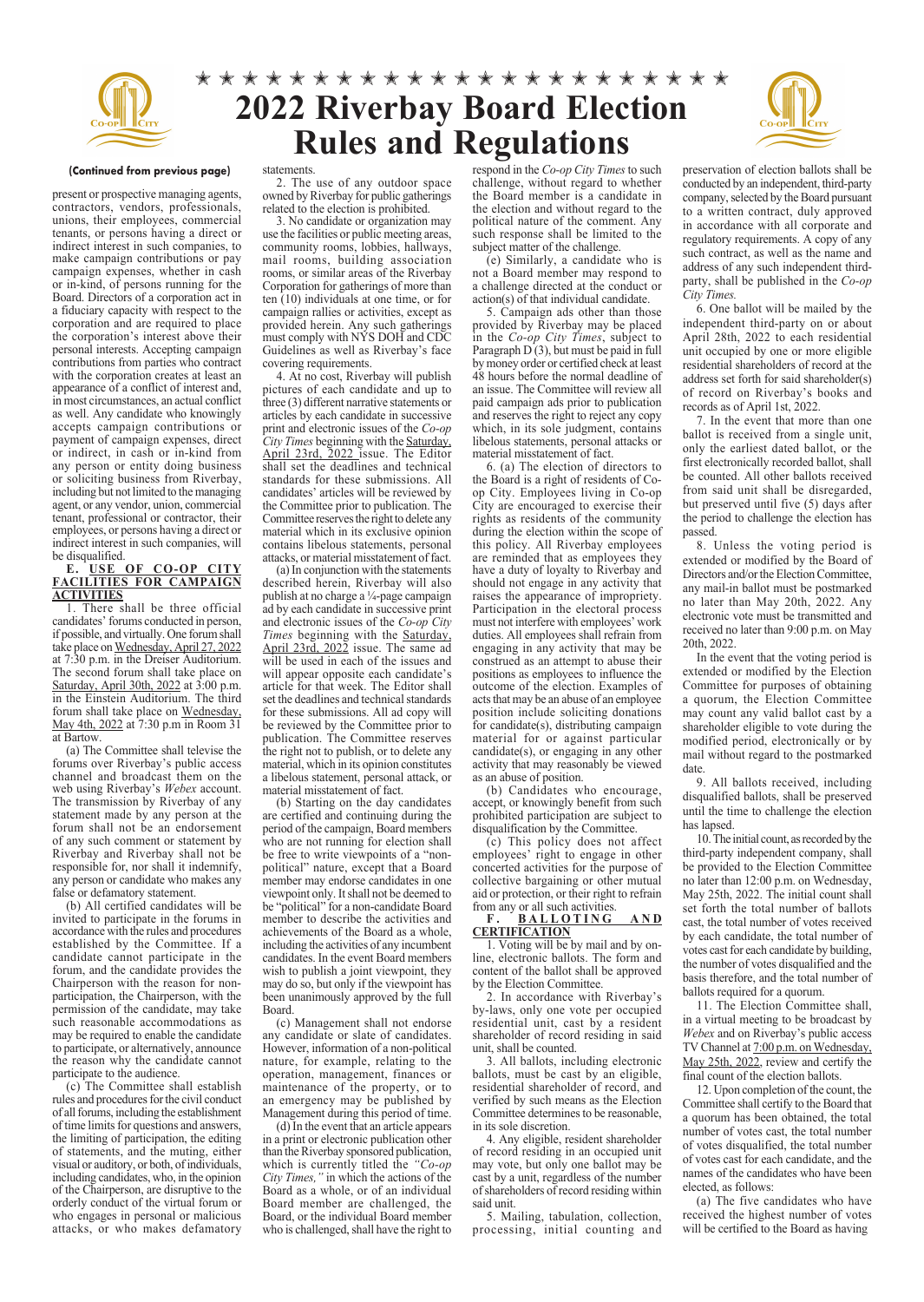# 2022 Riverbay Board Election Rules and Regulations

**(Continued from previous page)**

present or prospective managing agents, contractors, vendors, professionals, unions, their employees, commercial tenants, or persons having a direct or indirect interest in such companies, to make campaign contributions or pay campaign expenses, whether in cash or in-kind, of persons running for the Board. Directors of a corporation act in a fiduciary capacity with respect to the corporation and are required to place the corporation's interest above their personal interests. Accepting campaign contributions from parties who contract with the corporation creates at least an appearance of a conflict of interest and, in most circumstances, an actual conflict as well. Any candidate who knowingly accepts campaign contributions or payment of campaign expenses, direct or indirect, in cash or in-kind from any person or entity doing business or soliciting business from Riverbay, including but not limited to the managing agent, or any vendor, union, commercial tenant, professional or contractor, their employees, or persons having a direct or indirect interest in such companies, will be disqualified.

**E. USE OF CO-OP CITY FACILITIES FOR CAMPAIGN ACTIVITIES**

1. There shall be three official candidates' forums conducted in person, if possible, and virtually. One forum shall take place on Wednesday, April 27, 2022 at 7:30 p.m. in the Dreiser Auditorium. The second forum shall take place on Saturday, April 30th, 2022 at 3:00 p.m. in the Einstein Auditorium. The third forum shall take place on Wednesday, May 4th, 2022 at 7:30 p.m in Room 31 at Bartow.

(a) The Committee shall televise the forums over Riverbay's public access channel and broadcast them on the web using Riverbay's *Webex* account. The transmission by Riverbay of any statement made by any person at the forum shall not be an endorsement of any such comment or statement by Riverbay and Riverbay shall not be responsible for, nor shall it indemnify, any person or candidate who makes any false or defamatory statement.

(b) All certified candidates will be invited to participate in the forums in accordance with the rules and procedures established by the Committee. If a candidate cannot participate in the forum, and the candidate provides the Chairperson with the reason for non-participation, the Chairperson, with the permission of the candidate, may take such reasonable accommodations as may be required to enable the candidate to participate, or alternatively, announce the reason why the candidate cannot participate to the audience.

(c) The Committee shall establish rules and procedures for the civil conduct of all forums, including the establishment of time limits for questions and answers, the limiting of participation, the editing of statements, and the muting, either visual or auditory, or both, of individuals, including candidates, who, in the opinion of the Chairperson, are disruptive to the orderly conduct of the virtual forum or who engages in personal or malicious attacks, or who makes defamatory statements.

2. The use of any outdoor space owned by Riverbay for public gatherings related to the election is prohibited.

3. No candidate or organization may use the facilities or public meeting areas, community rooms, lobbies, hallways, mail rooms, building association rooms, or similar areas of the Riverbay Corporation for gatherings of more than ten (10) individuals at one time, or for campaign rallies or activities, except as provided herein. Any such gatherings must comply with NYS DOH and CDC Guidelines as well as Riverbay's face covering requirements.

4. At no cost, Riverbay will publish pictures of each candidate and up to three (3) different narrative statements or articles by each candidate in successive print and electronic issues of the *Co-op City Times* beginning with the Saturday, April 23rd, 2022 issue. The Editor shall set the deadlines and technical standards for these submissions. All candidates' articles will be reviewed by the Committee prior to publication. The Committee reserves the right to delete any material which in its exclusive opinion contains libelous statements, personal attacks, or material misstatement of fact.

(a) In conjunction with the statements described herein, Riverbay will also publish at no charge a ¼-page campaign ad by each candidate in successive print and electronic issues of the *Co-op City Times* beginning with the Saturday, April 23rd, 2022 issue. The same ad will be used in each of the issues and will appear opposite each candidate's article for that week. The Editor shall set the deadlines and technical standards for these submissions. All ad copy will be reviewed by the Committee prior to publication. The Committee reserves the right not to publish, or to delete any material, which in its opinion constitutes a libelous statement, personal attack, or a material misstatement of fact.

(b) Starting on the day candidates are certified and continuing during the period of the campaign, Board members who are not running for election shall be free to write viewpoints of a "non-political" nature, except that a Board member may endorse candidates in one viewpoint only. It shall not be deemed to be "political" for a non-candidate Board member to describe the activities and achievements of the Board as a whole, including the activities of any incumbent candidates. In the event Board members wish to publish a joint viewpoint, they may do so, but only if the viewpoint has been unanimously approved by the full Board.

(c) Management shall not endorse any candidate or slate of candidates. However, information of a non-political nature, for example, relating to the operation, management, finances or maintenance of the property, or to an emergency may be published by Management during this period of time.

(d) In the event that an article appears in a print or electronic publication other than the Riverbay sponsored publication, which is currently titled the *"Co-op City Times,"* in which the actions of the Board as a whole, or of an individual Board member are challenged, the Board, or the individual Board member who is challenged, shall have the right to respond in the *Co-op City Times* to such challenge, without regard to whether the Board member is a candidate in the election and without regard to the political nature of the comment. Any such response shall be limited to the subject matter of the challenge.

(e) Similarly, a candidate who is not a Board member may respond to a challenge directed at the conduct or action(s) of that individual candidate.

5. Campaign ads other than those provided by Riverbay may be placed in the *Co-op City Times*, subject to Paragraph D (3), but must be paid in full by money order or certified check at least 48 hours before the normal deadline of an issue. The Committee will review all paid campaign ads prior to publication and reserves the right to reject any copy which, in its sole judgment, contains libelous statements, personal attacks or material misstatement of fact.

6. (a) The election of directors to the Board is a right of residents of Co-op City. Employees living in Co-op City are encouraged to exercise their rights as residents of the community during the election within the scope of this policy. All Riverbay employees are reminded that as employees they have a duty of loyalty to Riverbay and should not engage in any activity that raises the appearance of impropriety. Participation in the electoral process must not interfere with employees' work duties. All employees shall refrain from engaging in any activity that may be construed as an attempt to abuse their positions as employees to influence the outcome of the election. Examples of acts that may be an abuse of an employee position include soliciting donations for candidate(s), distributing campaign material for or against particular candidate(s), or engaging in any other activity that may reasonably be viewed as an abuse of position.

(b) Candidates who encourage, accept, or knowingly benefit from such prohibited participation are subject to disqualification by the Committee.

(c) This policy does not affect employees' right to engage in other concerted activities for the purpose of collective bargaining or other mutual aid or protection, or their right to refrain from any or all such activities.

**F. BALLOTING AND CERTIFICATION**

1. Voting will be by mail and by on-line, electronic ballots. The form and content of the ballot shall be approved by the Election Committee.

2. In accordance with Riverbay's by-laws, only one vote per occupied residential unit, cast by a resident shareholder of record residing in said unit, shall be counted.

3. All ballots, including electronic ballots, must be cast by an eligible, residential shareholder of record, and verified by such means as the Election Committee determines to be reasonable, in its sole discretion.

4. Any eligible, resident shareholder of record residing in an occupied unit may vote, but only one ballot may be cast by a unit, regardless of the number of shareholders of record residing within said unit.

5. Mailing, tabulation, collection, processing, initial counting and preservation of election ballots shall be conducted by an independent, third-party company, selected by the Board pursuant to a written contract, duly approved in accordance with all corporate and regulatory requirements. A copy of any such contract, as well as the name and address of any such independent third-party, shall be published in the *Co-op City Times.*

6. One ballot will be mailed by the independent third-party on or about April 28th, 2022 to each residential unit occupied by one or more eligible residential shareholders of record at the address set forth for said shareholder(s) of record on Riverbay's books and records as of April 1st, 2022.

7. In the event that more than one ballot is received from a single unit, only the earliest dated ballot, or the first electronically recorded ballot, shall be counted. All other ballots received from said unit shall be disregarded, but preserved until five (5) days after the period to challenge the election has passed.

8. Unless the voting period is extended or modified by the Board of Directors and/or the Election Committee, any mail-in ballot must be postmarked no later than May 20th, 2022. Any electronic vote must be transmitted and received no later than 9:00 p.m. on May 20th, 2022.

In the event that the voting period is extended or modified by the Election Committee for purposes of obtaining a quorum, the Election Committee may count any valid ballot cast by a shareholder eligible to vote during the modified period, electronically or by mail without regard to the postmarked date.

9. All ballots received, including disqualified ballots, shall be preserved until the time to challenge the election has lapsed.

10. The initial count, as recorded by the third-party independent company, shall be provided to the Election Committee no later than 12:00 p.m. on Wednesday, May 25th, 2022. The initial count shall set forth the total number of ballots cast, the total number of votes received by each candidate, the total number of votes cast for each candidate by building, the number of votes disqualified and the basis therefore, and the total number of ballots required for a quorum.

11. The Election Committee shall, in a virtual meeting to be broadcast by *Webex* and on Riverbay's public access TV Channel at 7:00 p.m. on Wednesday, May 25th, 2022, review and certify the final count of the election ballots.

12. Upon completion of the count, the Committee shall certify to the Board that a quorum has been obtained, the total number of votes cast, the total number of votes disqualified, the total number of votes cast for each candidate, and the names of the candidates who have been elected, as follows:

(a) The five candidates who have received the highest number of votes will be certified to the Board as having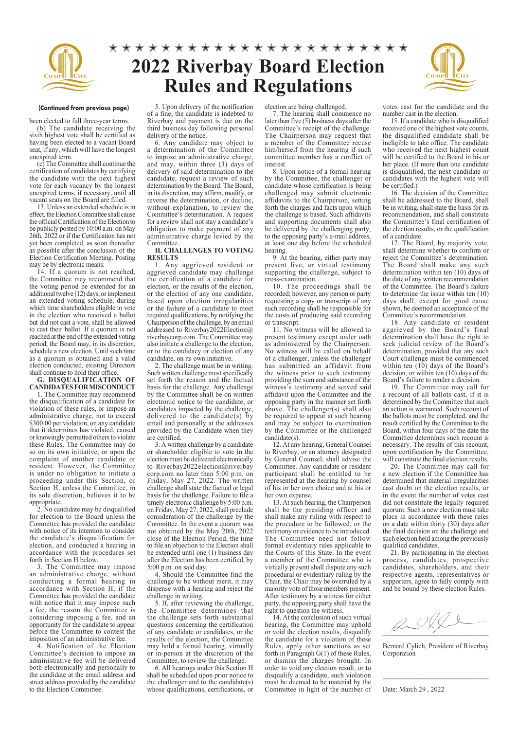# 2022 Riverbay Board Election Rules and Regulations

**(Continued from previous page)**

been elected to full three-year terms.

(b) The candidate receiving the sixth highest vote shall be certified as having been elected to a vacant Board seat, if any, which will have the longest unexpired term.

(c) The Committee shall continue the certification of candidates by certifying the candidate with the next highest vote for each vacancy by the longest unexpired terms, if necessary, until all vacant seats on the Board are filled.

13. Unless an extended schedule is in effect, the Election Committee shall cause the official Certification of the Election to be publicly posted by 10:00 a.m. on May 26th, 2022 or if the Certification has not yet been completed, as soon thereafter as possible after the conclusion of the Election Certification Meeting. Posting may be by electronic means.

14. If a quorum is not reached, the Committee may recommend that the voting period be extended for an additional twelve (12) days, or implement an extended voting schedule, during which time shareholders eligible to vote in the election who received a ballot but did not cast a vote, shall be allowed to cast their ballot. If a quorum is not reached at the end of the extended voting period, the Board may, in its discretion, schedule a new election. Until such time as a quorum is obtained and a valid election conducted, existing Directors shall continue to hold their office.

## G. DISQUALIFICATION OF CANDIDATES FOR MISCONDUCT

1. The Committee may recommend the disqualification of a candidate for violation of these rules, or impose an administrative charge, not to exceed $300.00 per violation, on any candidate that it determines has violated, caused or knowingly permitted others to violate these Rules. The Committee may do so on its own initiative, or upon the complaint of another candidate or resident. However, the Committee is under no obligation to initiate a proceeding under this Section, or Section H, unless the Committee, in its sole discretion, believes it to be appropriate.

2. No candidate may be disqualified for election to the Board unless the Committee has provided the candidate with notice of its intention to consider the candidate's disqualification for election, and conducted a hearing in accordance with the procedures set forth in Section H below.

3. The Committee may impose an administrative charge, without conducting a formal hearing in accordance with Section H, if the Committee has provided the candidate with notice that it may impose such a fee, the reason the Committee is considering imposing a fee, and an opportunity for the candidate to appear before the Committee to contest the imposition of an administrative fee.

4. Notification of the Election Committee's decision to impose an administrative fee will be delivered both electronically and personally to the candidate at the email address and street address provided by the candidate to the Election Committee.

5. Upon delivery of the notification of a fine, the candidate is indebted to Riverbay and payment is due on the third business day following personal delivery of the notice.

6. Any candidate may object to a determination of the Committee to impose an administrative charge, and may, within three (3) days of delivery of said determination to the candidate, request a review of such determination by the Board. The Board, in its discretion, may affirm, modify, or reverse the determination, or decline, without explanation, to review the Committee's determination. A request for a review shall not stay a candidate's obligation to make payment of any administrative charge levied by the Committee.

## H. CHALLENGES TO VOTING RESULTS

1. Any aggrieved resident or aggrieved candidate may challenge the certification of a candidate for election, or the results of the election, or the election of any one candidate, based upon election irregularities or the failure of a candidate to meet required qualifications, by notifying the Chairperson of the challenge, by an email addressed to Riverbay2022Election@riverbaycorp.com. The Committee may also initiate a challenge to the election, or to the candidacy or election of any candidate, on its own initiative.

2. The challenge must be in writing. Such written challenge must specifically set forth the reason and the factual basis for the challenge. Any challenge by the Committee shall be on written electronic notice to the candidate, or candidates impacted by the challenge, delivered to the candidate(s) by email and personally at the addresses provided by the Candidate when they are certified.

3. A written challenge by a candidate or shareholder eligible to vote in the election must be delivered electronically to Riverbay2022election@riverbaycorp.com no later than 5:00 p.m. on Friday, May 27, 2022. The written challenge shall state the factual or legal basis for the challenge. Failure to file a timely electronic challenge by 5:00 p.m. on Friday, May 27, 2022, shall preclude consideration of the challenge by the Committee. In the event a quorum was not obtained by the May 20th, 2022 close of the Election Period, the time to file an objection to the Election shall be extended until one (1) business day after the Election has been certified, by 5:00 p.m. on said day.

4. Should the Committee find the challenge to be without merit, it may dispense with a hearing and reject the challenge in writing.

5. If, after reviewing the challenge, the Committee determines that the challenge sets forth substantial questions concerning the certification of any candidate or candidates, or the results of the election, the Committee may hold a formal hearing, virtually or in-person at the discretion of the Committee, to review the challenge.

6. All hearings under this Section H shall be scheduled upon prior notice to the challenger and to the candidate(s) whose qualifications, certifications, or election are being challenged.

7. The hearing shall commence no later than five (5) business days after the Committee's receipt of the challenge. The Chairperson may request that a member of the Committee recuse him/herself from the hearing if such committee member has a conflict of interest.

8. Upon notice of a formal hearing by the Committee, the challenger or candidate whose certification is being challenged may submit electronic affidavits to the Chairperson, setting forth the charges and facts upon which the challenge is based. Such affidavits and supporting documents shall also be delivered by the challenging party, to the opposing party's e-mail address, at least one day before the scheduled hearing.

9. At the hearing, either party may present live, or virtual testimony supporting the challenge, subject to cross-examination.

10. The proceedings shall be recorded; however, any person or party requesting a copy or transcript of any such recording shall be responsible for the costs of producing said recording or transcript.

11. No witness will be allowed to present testimony except under oath as administered by the Chairperson. No witness will be called on behalf of a challenger, unless the challenger has submitted an affidavit from the witness prior to such testimony providing the sum and substance of the witness's testimony and served said affidavit upon the Committee and the opposing party in the manner set forth above. The challenger(s) shall also be required to appear at such hearing and may be subject to examination by the Committee or the challenged candidate(s).

12. At any hearing, General Counsel to Riverbay, or an attorney designated by General Counsel, shall advise the Committee. Any candidate or resident participant shall be entitled to be represented at the hearing by counsel of his or her own choice and at his or her own expense.

13. At such hearing, the Chairperson shall be the presiding officer and shall make any ruling with respect to the procedure to be followed, or the testimony or evidence to be introduced. The Committee need not follow formal evidentiary rules applicable to the Courts of this State. In the event a member of the Committee who is virtually present shall dispute any such procedural or evidentiary ruling by the Chair, the Chair may be overruled by a majority vote of those members present. After testimony by a witness for either party, the opposing party shall have the right to question the witness.

14. At the conclusion of such virtual hearing, the Committee may uphold or void the election results, disqualify the candidate for a violation of these Rules, apply other sanctions as set forth in Paragraph G(1) of these Rules, or dismiss the charges brought. In order to void any election result, or to disqualify a candidate, such violation must be deemed to be material by the Committee in light of the number of votes cast for the candidate and the number cast in the election.

15. If a candidate who is disqualified received one of the highest vote counts, the disqualified candidate shall be ineligible to take office. The candidate who received the next highest count will be certified to the Board in his or her place. (If more than one candidate is disqualified, the next candidate or candidates with the highest vote will be certified.)

16. The decision of the Committee shall be addressed to the Board, shall be in writing, shall state the basis for its recommendation, and shall constitute the Committee's final certification of the election results, or the qualification of a candidate.

17. The Board, by majority vote, shall determine whether to confirm or reject the Committee's determination. The Board shall make any such determination within ten (10) days of the date of any written recommendation of the Committee. The Board's failure to determine the issue within ten (10) days shall, except for good cause shown, be deemed an acceptance of the Committee's recommendation.

18. Any candidate or resident aggrieved by the Board's final determination shall have the right to seek judicial review of the Board's determination, provided that any such Court challenge must be commenced within ten (10) days of the Board's decision, or within ten (10) days of the Board's failure to render a decision.

19. The Committee may call for a recount of all ballots cast, if it is determined by the Committee that such an action is warranted. Such recount of the ballots must be completed, and the result certified by the Committee to the Board, within four days of the date the Committee determines such recount is necessary. The results of this recount, upon certification by the Committee, will constitute the final election results.

20. The Committee may call for a new election if the Committee has determined that material irregularities cast doubt on the election results, or in the event the number of votes cast did not constitute the legally required quorum. Such a new election must take place in accordance with these rules on a date within thirty (30) days after the final decision on the challenge and such election held among the previously qualified candidates.

21. By participating in the election process, candidates, prospective candidates, shareholders, and their respective agents, representatives or supporters, agree to fully comply with and be bound by these election Rules.

Bernard Cylich, President of Riverbay Corporation

Date: March 29 , 2022